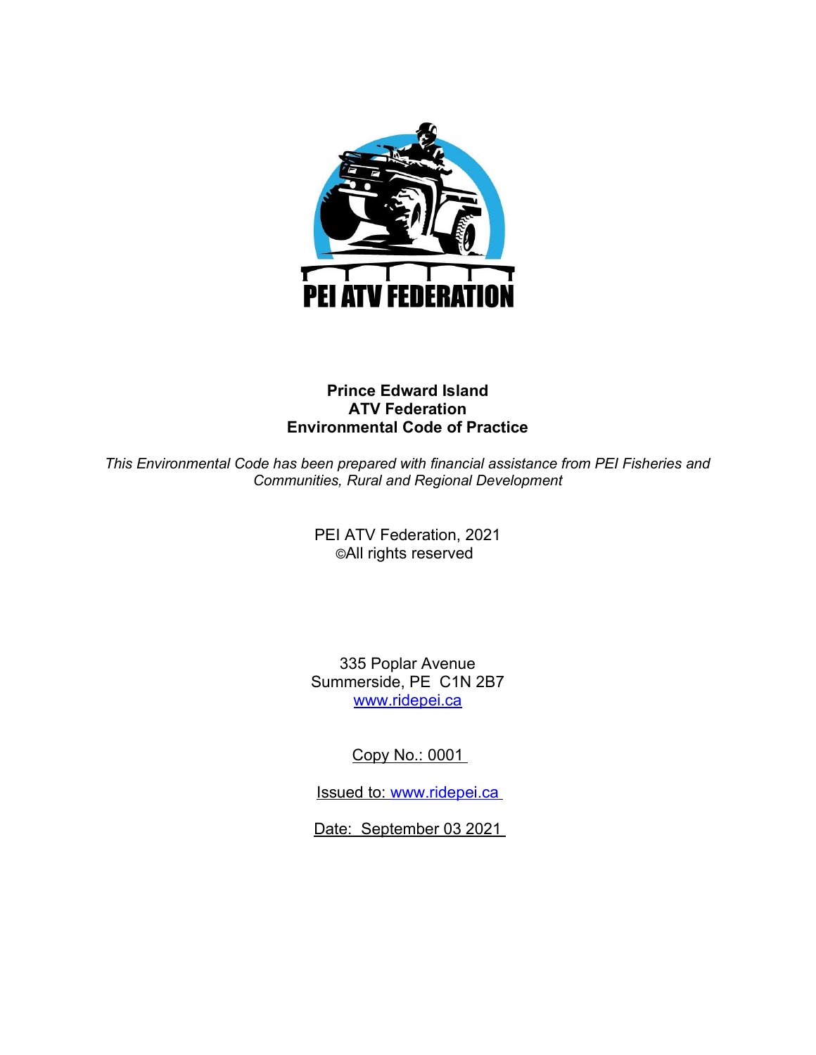PEI ATV FEDERATION

**Prince Edward Island**
**ATV Federation**
**Environmental Code of Practice**

*This Environmental Code has been prepared with financial assistance from PEI Fisheries and Communities, Rural and Regional Development*

PEI ATV Federation, 2021
©All rights reserved

335 Poplar Avenue
Summerside, PE C1N 2B7
www.ridepei.ca

Copy No.: 0001

Issued to: www.ridepei.ca

Date: September 03 2021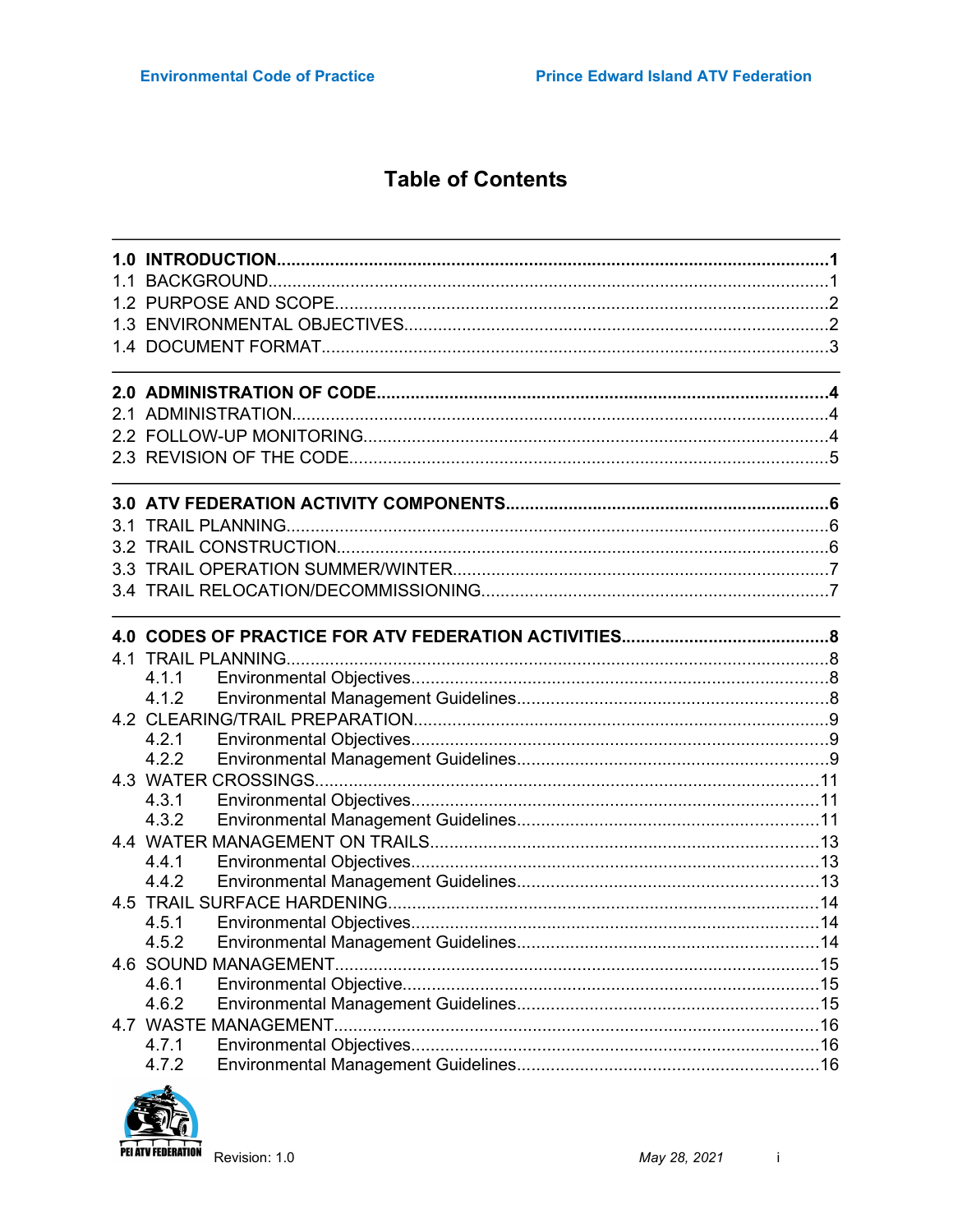# Table of Contents

**1.0 INTRODUCTION....1**
1.1 BACKGROUND....1
1.2 PURPOSE AND SCOPE....2
1.3 ENVIRONMENTAL OBJECTIVES....2
1.4 DOCUMENT FORMAT....3

**2.0 ADMINISTRATION OF CODE....4**
2.1 ADMINISTRATION....4
2.2 FOLLOW-UP MONITORING....4
2.3 REVISION OF THE CODE....5

**3.0 ATV FEDERATION ACTIVITY COMPONENTS....6**
3.1 TRAIL PLANNING....6
3.2 TRAIL CONSTRUCTION....6
3.3 TRAIL OPERATION SUMMER/WINTER....7
3.4 TRAIL RELOCATION/DECOMMISSIONING....7

**4.0 CODES OF PRACTICE FOR ATV FEDERATION ACTIVITIES....8**
4.1 TRAIL PLANNING....8
- 4.1.1 Environmental Objectives....8
- 4.1.2 Environmental Management Guidelines....8

4.2 CLEARING/TRAIL PREPARATION....9
- 4.2.1 Environmental Objectives....9
- 4.2.2 Environmental Management Guidelines....9

4.3 WATER CROSSINGS....11
- 4.3.1 Environmental Objectives....11
- 4.3.2 Environmental Management Guidelines....11

4.4 WATER MANAGEMENT ON TRAILS....13
- 4.4.1 Environmental Objectives....13
- 4.4.2 Environmental Management Guidelines....13

4.5 TRAIL SURFACE HARDENING....14
- 4.5.1 Environmental Objectives....14
- 4.5.2 Environmental Management Guidelines....14

4.6 SOUND MANAGEMENT....15
- 4.6.1 Environmental Objective....15
- 4.6.2 Environmental Management Guidelines....15

4.7 WASTE MANAGEMENT....16
- 4.7.1 Environmental Objectives....16
- 4.7.2 Environmental Management Guidelines....16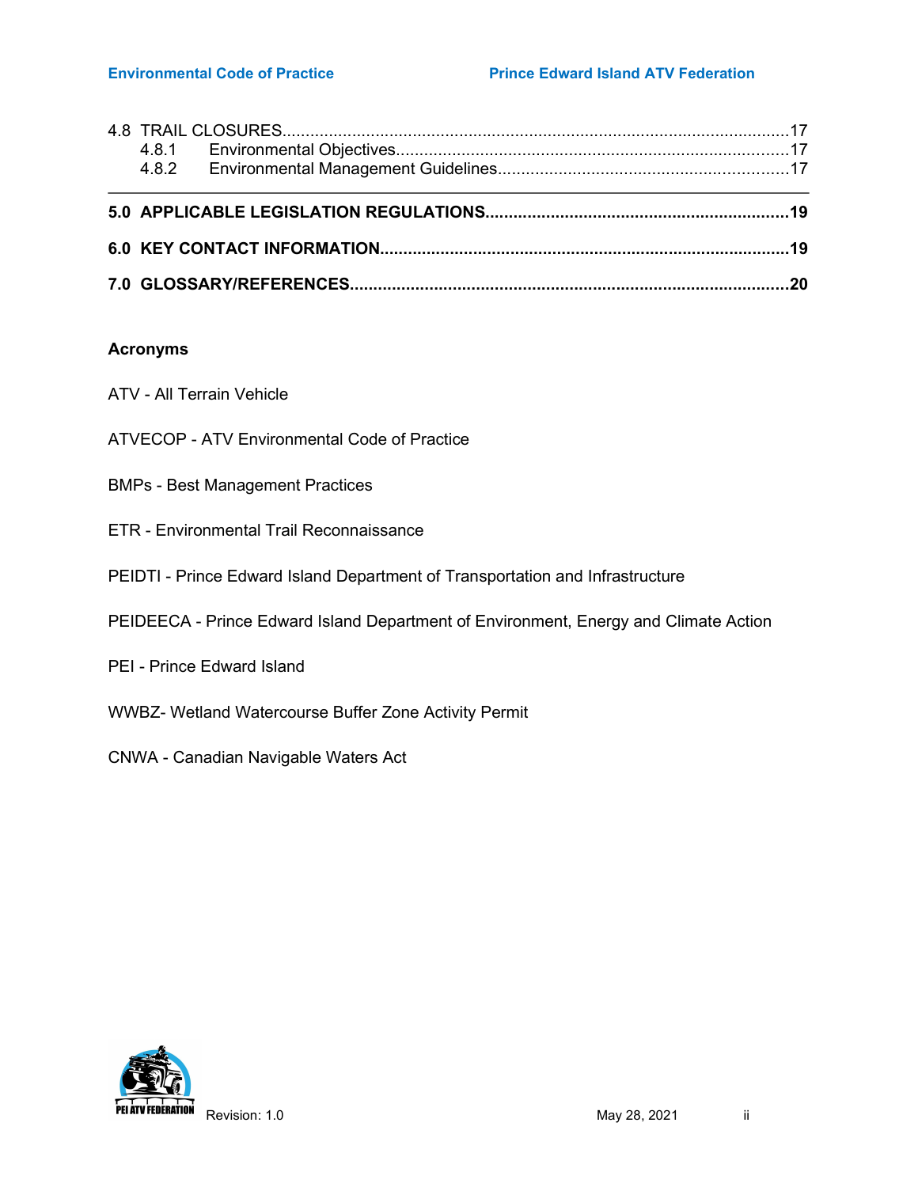4.8 TRAIL CLOSURES....17
- 4.8.1 Environmental Objectives....17
- 4.8.2 Environmental Management Guidelines....17

**5.0 APPLICABLE LEGISLATION REGULATIONS....19**

**6.0 KEY CONTACT INFORMATION....19**

**7.0 GLOSSARY/REFERENCES....20**

**Acronyms**

ATV - All Terrain Vehicle

ATVECOP - ATV Environmental Code of Practice

BMPs - Best Management Practices

ETR - Environmental Trail Reconnaissance

PEIDTI - Prince Edward Island Department of Transportation and Infrastructure

PEIDEECA - Prince Edward Island Department of Environment, Energy and Climate Action

PEI - Prince Edward Island

WWBZ- Wetland Watercourse Buffer Zone Activity Permit

CNWA - Canadian Navigable Waters Act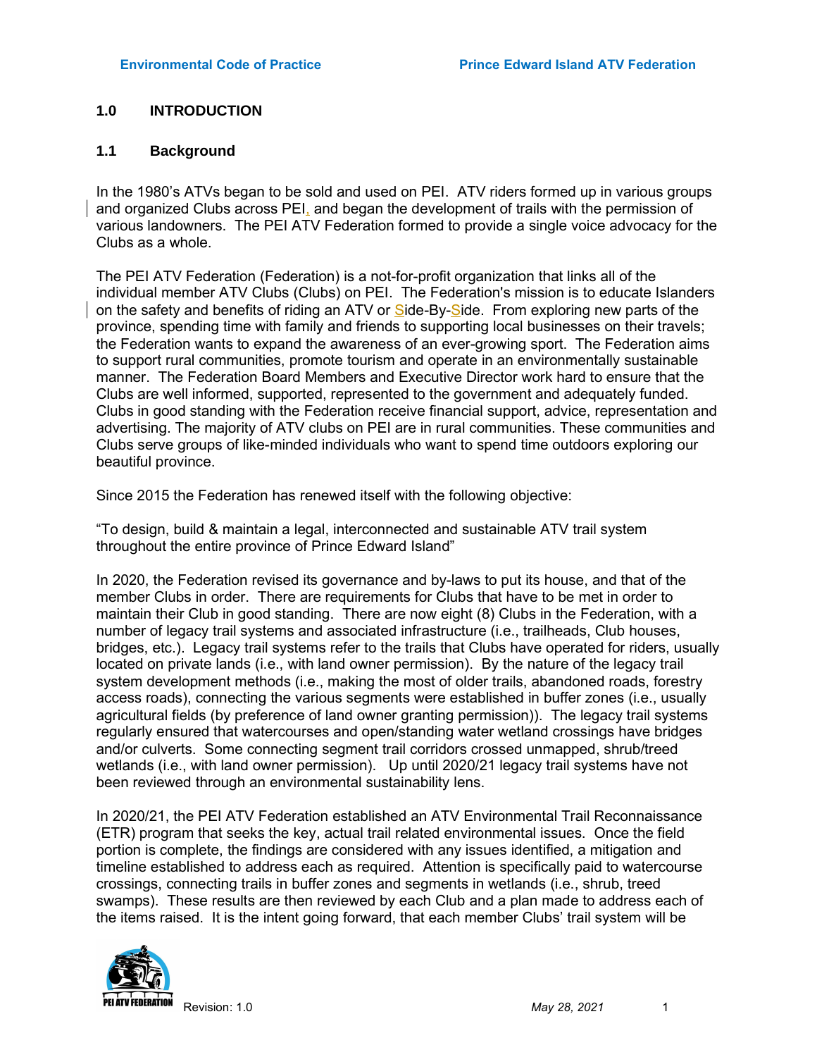## 1.0 INTRODUCTION

### 1.1 Background

In the 1980's ATVs began to be sold and used on PEI. ATV riders formed up in various groups and organized Clubs across PEI, and began the development of trails with the permission of various landowners. The PEI ATV Federation formed to provide a single voice advocacy for the Clubs as a whole.

The PEI ATV Federation (Federation) is a not-for-profit organization that links all of the individual member ATV Clubs (Clubs) on PEI. The Federation's mission is to educate Islanders on the safety and benefits of riding an ATV or Side-By-Side. From exploring new parts of the province, spending time with family and friends to supporting local businesses on their travels; the Federation wants to expand the awareness of an ever-growing sport. The Federation aims to support rural communities, promote tourism and operate in an environmentally sustainable manner. The Federation Board Members and Executive Director work hard to ensure that the Clubs are well informed, supported, represented to the government and adequately funded. Clubs in good standing with the Federation receive financial support, advice, representation and advertising. The majority of ATV clubs on PEI are in rural communities. These communities and Clubs serve groups of like-minded individuals who want to spend time outdoors exploring our beautiful province.

Since 2015 the Federation has renewed itself with the following objective:

"To design, build & maintain a legal, interconnected and sustainable ATV trail system throughout the entire province of Prince Edward Island"

In 2020, the Federation revised its governance and by-laws to put its house, and that of the member Clubs in order. There are requirements for Clubs that have to be met in order to maintain their Club in good standing. There are now eight (8) Clubs in the Federation, with a number of legacy trail systems and associated infrastructure (i.e., trailheads, Club houses, bridges, etc.). Legacy trail systems refer to the trails that Clubs have operated for riders, usually located on private lands (i.e., with land owner permission). By the nature of the legacy trail system development methods (i.e., making the most of older trails, abandoned roads, forestry access roads), connecting the various segments were established in buffer zones (i.e., usually agricultural fields (by preference of land owner granting permission)). The legacy trail systems regularly ensured that watercourses and open/standing water wetland crossings have bridges and/or culverts. Some connecting segment trail corridors crossed unmapped, shrub/treed wetlands (i.e., with land owner permission). Up until 2020/21 legacy trail systems have not been reviewed through an environmental sustainability lens.

In 2020/21, the PEI ATV Federation established an ATV Environmental Trail Reconnaissance (ETR) program that seeks the key, actual trail related environmental issues. Once the field portion is complete, the findings are considered with any issues identified, a mitigation and timeline established to address each as required. Attention is specifically paid to watercourse crossings, connecting trails in buffer zones and segments in wetlands (i.e., shrub, treed swamps). These results are then reviewed by each Club and a plan made to address each of the items raised. It is the intent going forward, that each member Clubs' trail system will be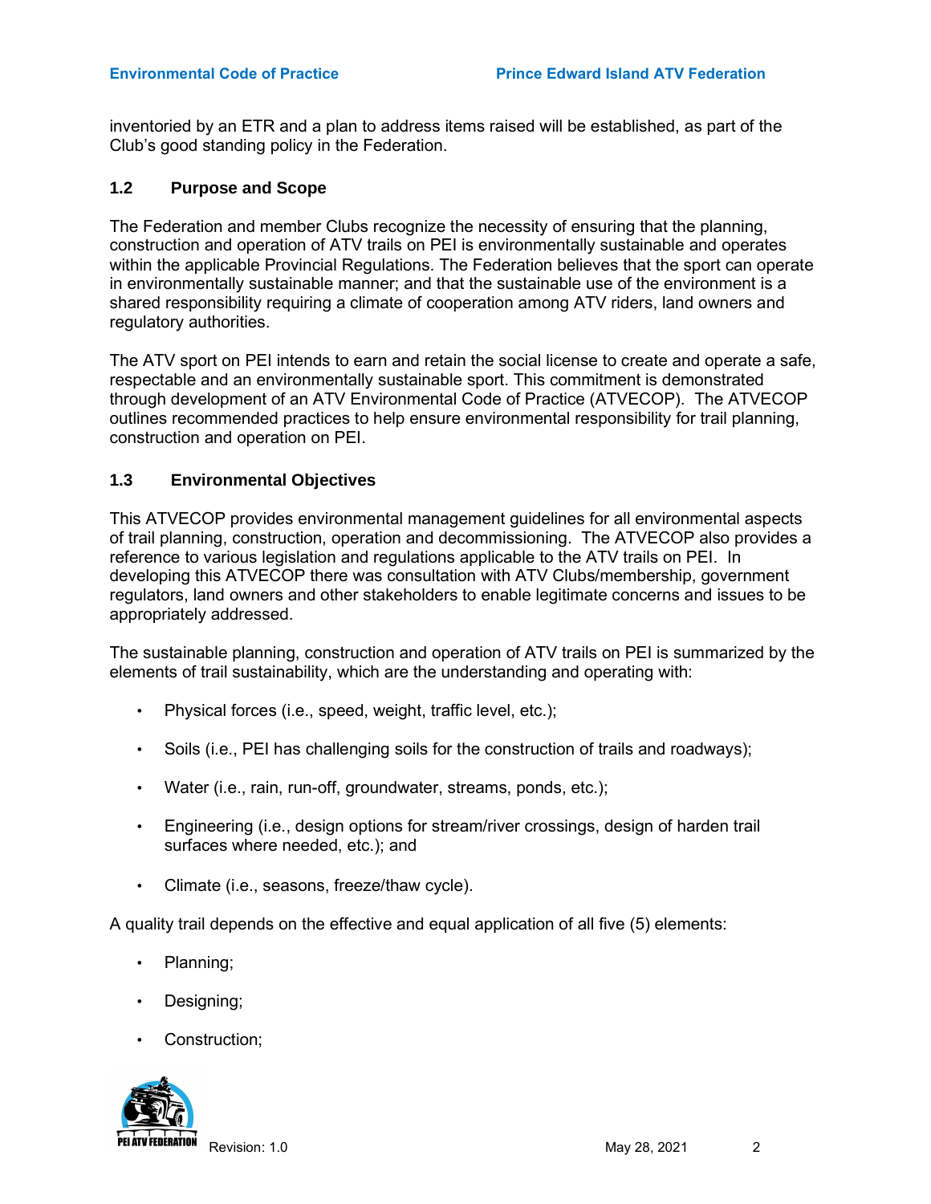inventoried by an ETR and a plan to address items raised will be established, as part of the Club's good standing policy in the Federation.

### 1.2 Purpose and Scope

The Federation and member Clubs recognize the necessity of ensuring that the planning, construction and operation of ATV trails on PEI is environmentally sustainable and operates within the applicable Provincial Regulations. The Federation believes that the sport can operate in environmentally sustainable manner; and that the sustainable use of the environment is a shared responsibility requiring a climate of cooperation among ATV riders, land owners and regulatory authorities.

The ATV sport on PEI intends to earn and retain the social license to create and operate a safe, respectable and an environmentally sustainable sport. This commitment is demonstrated through development of an ATV Environmental Code of Practice (ATVECOP). The ATVECOP outlines recommended practices to help ensure environmental responsibility for trail planning, construction and operation on PEI.

### 1.3 Environmental Objectives

This ATVECOP provides environmental management guidelines for all environmental aspects of trail planning, construction, operation and decommissioning. The ATVECOP also provides a reference to various legislation and regulations applicable to the ATV trails on PEI. In developing this ATVECOP there was consultation with ATV Clubs/membership, government regulators, land owners and other stakeholders to enable legitimate concerns and issues to be appropriately addressed.

The sustainable planning, construction and operation of ATV trails on PEI is summarized by the elements of trail sustainability, which are the understanding and operating with:

- Physical forces (i.e., speed, weight, traffic level, etc.);
- Soils (i.e., PEI has challenging soils for the construction of trails and roadways);
- Water (i.e., rain, run-off, groundwater, streams, ponds, etc.);
- Engineering (i.e., design options for stream/river crossings, design of harden trail surfaces where needed, etc.); and
- Climate (i.e., seasons, freeze/thaw cycle).

A quality trail depends on the effective and equal application of all five (5) elements:

- Planning;
- Designing;
- Construction;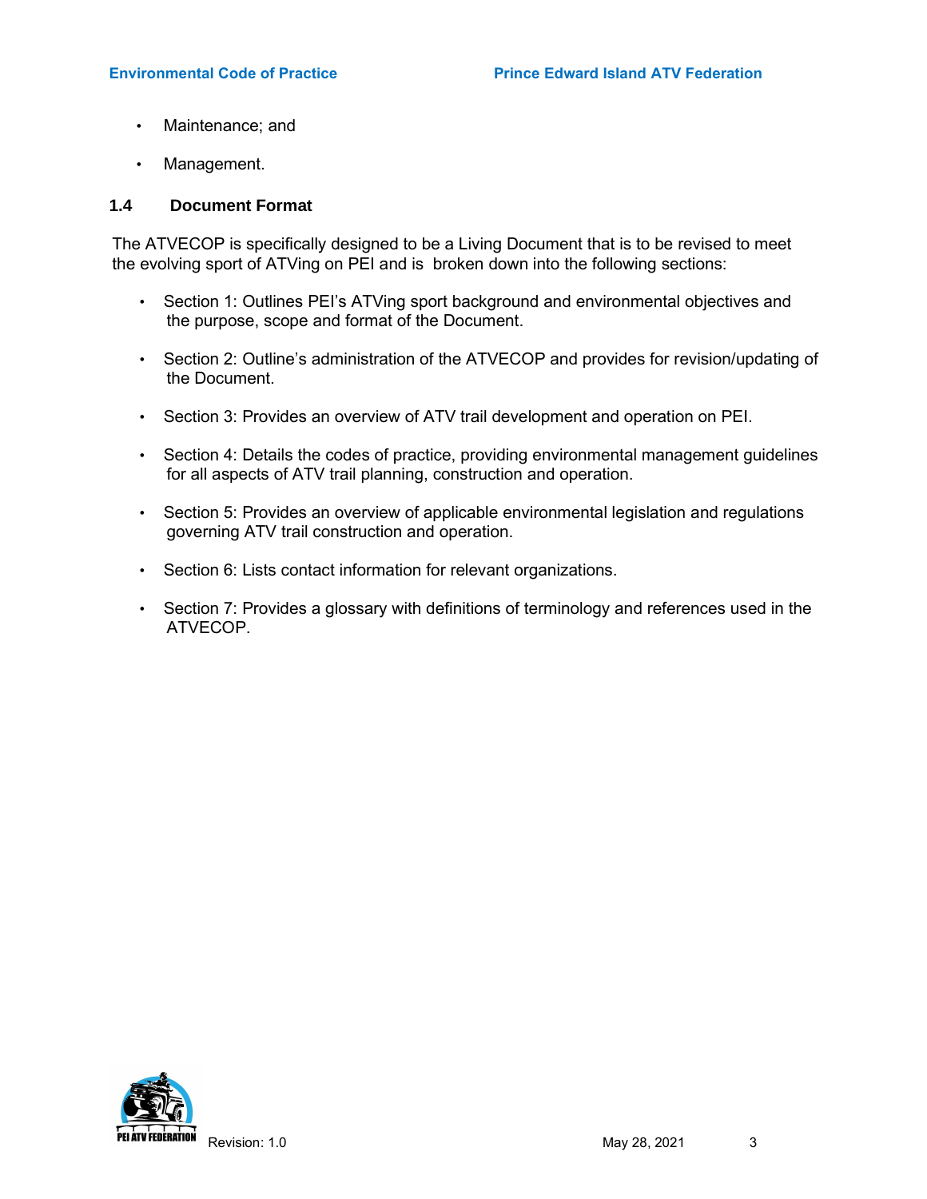- Maintenance; and
- Management.

### 1.4 Document Format

The ATVECOP is specifically designed to be a Living Document that is to be revised to meet the evolving sport of ATVing on PEI and is broken down into the following sections:

- Section 1: Outlines PEI's ATVing sport background and environmental objectives and the purpose, scope and format of the Document.
- Section 2: Outline's administration of the ATVECOP and provides for revision/updating of the Document.
- Section 3: Provides an overview of ATV trail development and operation on PEI.
- Section 4: Details the codes of practice, providing environmental management guidelines for all aspects of ATV trail planning, construction and operation.
- Section 5: Provides an overview of applicable environmental legislation and regulations governing ATV trail construction and operation.
- Section 6: Lists contact information for relevant organizations.
- Section 7: Provides a glossary with definitions of terminology and references used in the ATVECOP.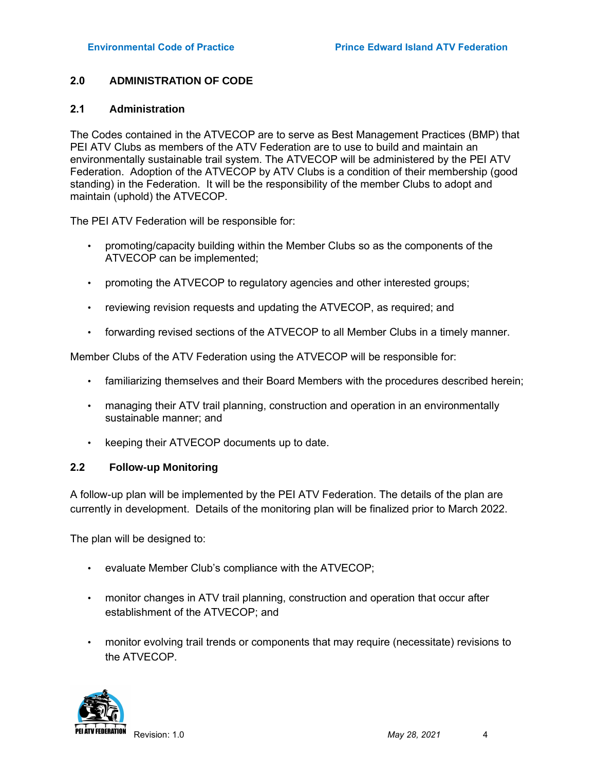## 2.0 ADMINISTRATION OF CODE

### 2.1 Administration

The Codes contained in the ATVECOP are to serve as Best Management Practices (BMP) that PEI ATV Clubs as members of the ATV Federation are to use to build and maintain an environmentally sustainable trail system. The ATVECOP will be administered by the PEI ATV Federation. Adoption of the ATVECOP by ATV Clubs is a condition of their membership (good standing) in the Federation. It will be the responsibility of the member Clubs to adopt and maintain (uphold) the ATVECOP.

The PEI ATV Federation will be responsible for:

- promoting/capacity building within the Member Clubs so as the components of the ATVECOP can be implemented;
- promoting the ATVECOP to regulatory agencies and other interested groups;
- reviewing revision requests and updating the ATVECOP, as required; and
- forwarding revised sections of the ATVECOP to all Member Clubs in a timely manner.

Member Clubs of the ATV Federation using the ATVECOP will be responsible for:

- familiarizing themselves and their Board Members with the procedures described herein;
- managing their ATV trail planning, construction and operation in an environmentally sustainable manner; and
- keeping their ATVECOP documents up to date.

### 2.2 Follow-up Monitoring

A follow-up plan will be implemented by the PEI ATV Federation. The details of the plan are currently in development. Details of the monitoring plan will be finalized prior to March 2022.

The plan will be designed to:

- evaluate Member Club's compliance with the ATVECOP;
- monitor changes in ATV trail planning, construction and operation that occur after establishment of the ATVECOP; and
- monitor evolving trail trends or components that may require (necessitate) revisions to the ATVECOP.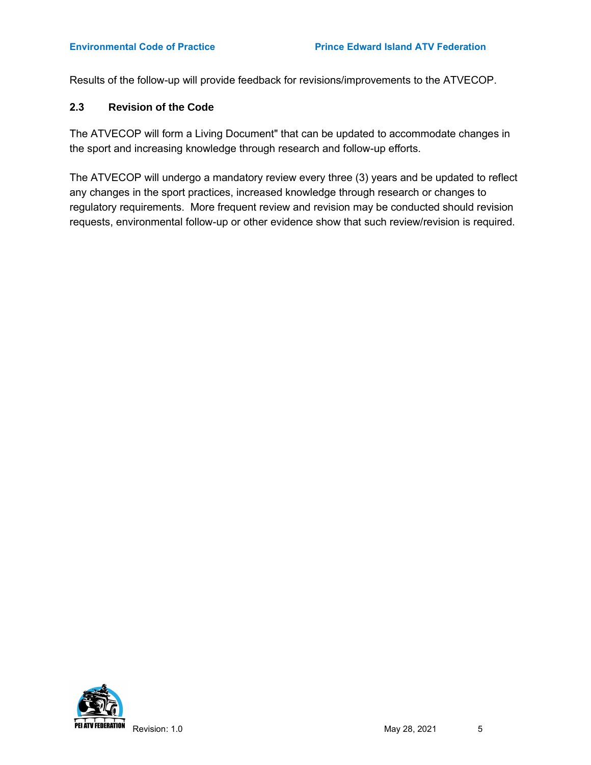Results of the follow-up will provide feedback for revisions/improvements to the ATVECOP.

### 2.3 Revision of the Code

The ATVECOP will form a Living Document" that can be updated to accommodate changes in the sport and increasing knowledge through research and follow-up efforts.

The ATVECOP will undergo a mandatory review every three (3) years and be updated to reflect any changes in the sport practices, increased knowledge through research or changes to regulatory requirements. More frequent review and revision may be conducted should revision requests, environmental follow-up or other evidence show that such review/revision is required.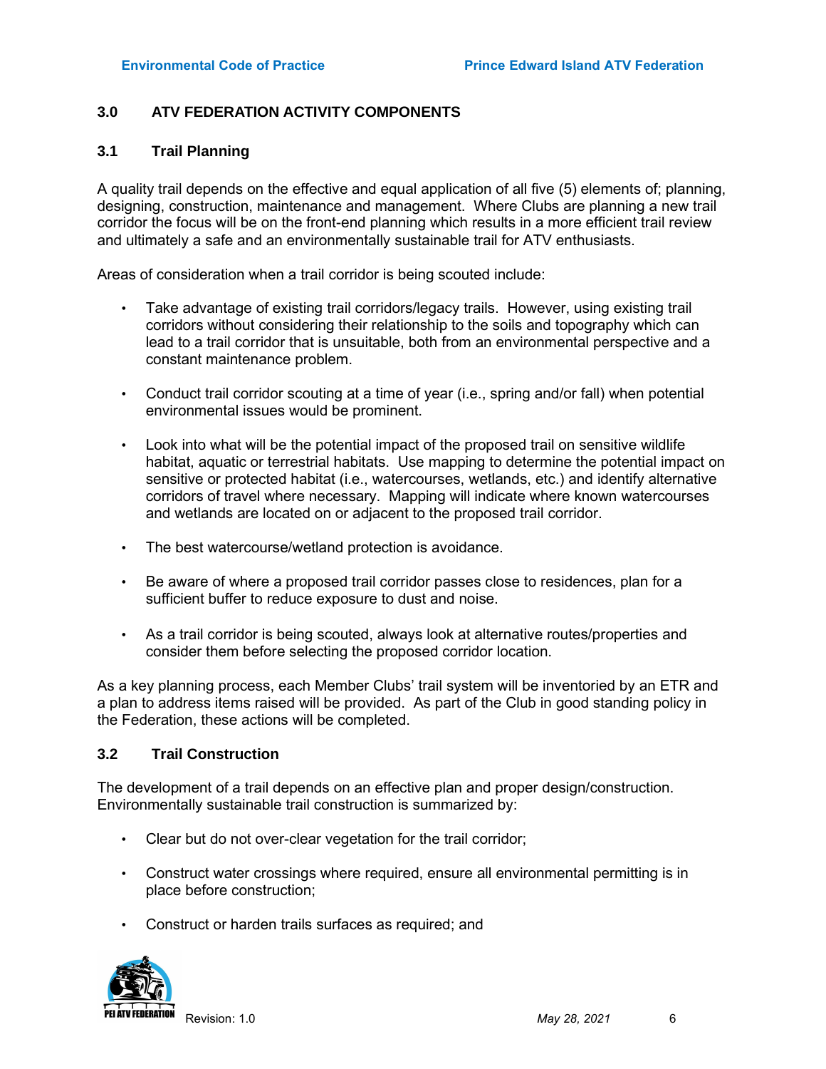## 3.0 ATV FEDERATION ACTIVITY COMPONENTS

### 3.1 Trail Planning

A quality trail depends on the effective and equal application of all five (5) elements of; planning, designing, construction, maintenance and management. Where Clubs are planning a new trail corridor the focus will be on the front-end planning which results in a more efficient trail review and ultimately a safe and an environmentally sustainable trail for ATV enthusiasts.

Areas of consideration when a trail corridor is being scouted include:

- Take advantage of existing trail corridors/legacy trails. However, using existing trail corridors without considering their relationship to the soils and topography which can lead to a trail corridor that is unsuitable, both from an environmental perspective and a constant maintenance problem.
- Conduct trail corridor scouting at a time of year (i.e., spring and/or fall) when potential environmental issues would be prominent.
- Look into what will be the potential impact of the proposed trail on sensitive wildlife habitat, aquatic or terrestrial habitats. Use mapping to determine the potential impact on sensitive or protected habitat (i.e., watercourses, wetlands, etc.) and identify alternative corridors of travel where necessary. Mapping will indicate where known watercourses and wetlands are located on or adjacent to the proposed trail corridor.
- The best watercourse/wetland protection is avoidance.
- Be aware of where a proposed trail corridor passes close to residences, plan for a sufficient buffer to reduce exposure to dust and noise.
- As a trail corridor is being scouted, always look at alternative routes/properties and consider them before selecting the proposed corridor location.

As a key planning process, each Member Clubs' trail system will be inventoried by an ETR and a plan to address items raised will be provided. As part of the Club in good standing policy in the Federation, these actions will be completed.

### 3.2 Trail Construction

The development of a trail depends on an effective plan and proper design/construction. Environmentally sustainable trail construction is summarized by:

- Clear but do not over-clear vegetation for the trail corridor;
- Construct water crossings where required, ensure all environmental permitting is in place before construction;
- Construct or harden trails surfaces as required; and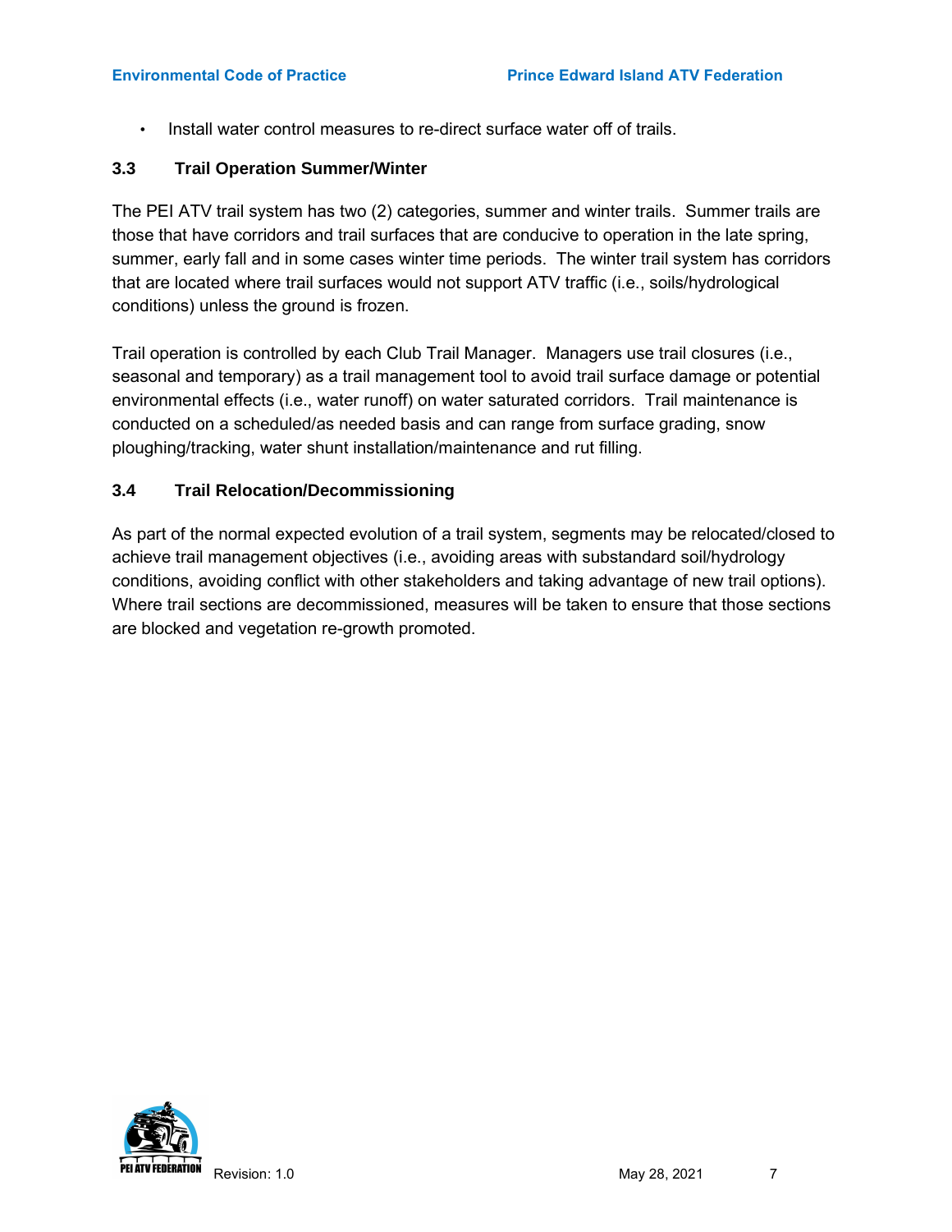- Install water control measures to re-direct surface water off of trails.

### 3.3 Trail Operation Summer/Winter

The PEI ATV trail system has two (2) categories, summer and winter trails. Summer trails are those that have corridors and trail surfaces that are conducive to operation in the late spring, summer, early fall and in some cases winter time periods. The winter trail system has corridors that are located where trail surfaces would not support ATV traffic (i.e., soils/hydrological conditions) unless the ground is frozen.

Trail operation is controlled by each Club Trail Manager. Managers use trail closures (i.e., seasonal and temporary) as a trail management tool to avoid trail surface damage or potential environmental effects (i.e., water runoff) on water saturated corridors. Trail maintenance is conducted on a scheduled/as needed basis and can range from surface grading, snow ploughing/tracking, water shunt installation/maintenance and rut filling.

### 3.4 Trail Relocation/Decommissioning

As part of the normal expected evolution of a trail system, segments may be relocated/closed to achieve trail management objectives (i.e., avoiding areas with substandard soil/hydrology conditions, avoiding conflict with other stakeholders and taking advantage of new trail options). Where trail sections are decommissioned, measures will be taken to ensure that those sections are blocked and vegetation re-growth promoted.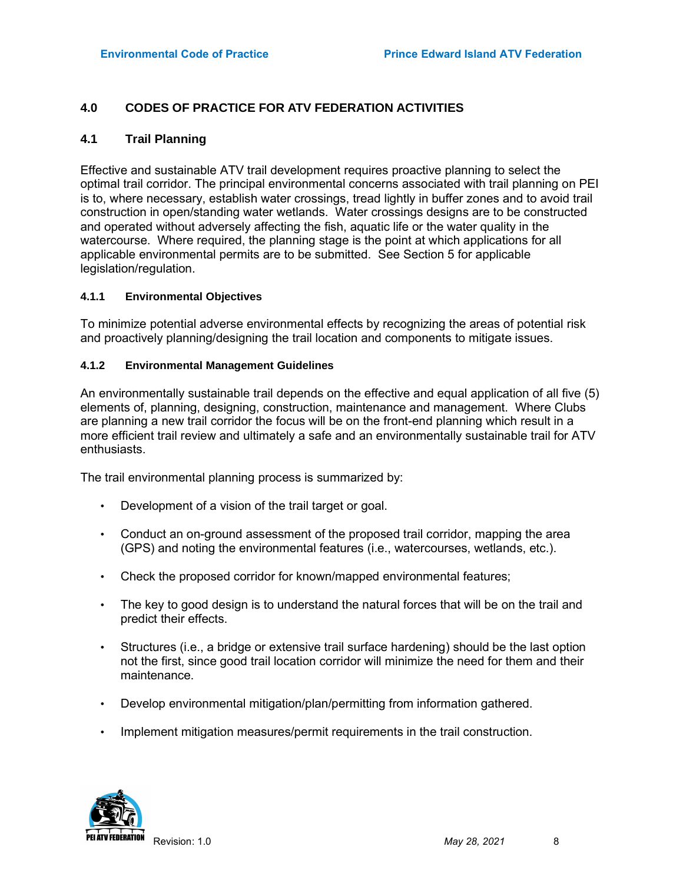## 4.0 CODES OF PRACTICE FOR ATV FEDERATION ACTIVITIES

### 4.1 Trail Planning

Effective and sustainable ATV trail development requires proactive planning to select the optimal trail corridor. The principal environmental concerns associated with trail planning on PEI is to, where necessary, establish water crossings, tread lightly in buffer zones and to avoid trail construction in open/standing water wetlands. Water crossings designs are to be constructed and operated without adversely affecting the fish, aquatic life or the water quality in the watercourse. Where required, the planning stage is the point at which applications for all applicable environmental permits are to be submitted. See Section 5 for applicable legislation/regulation.

#### 4.1.1 Environmental Objectives

To minimize potential adverse environmental effects by recognizing the areas of potential risk and proactively planning/designing the trail location and components to mitigate issues.

#### 4.1.2 Environmental Management Guidelines

An environmentally sustainable trail depends on the effective and equal application of all five (5) elements of, planning, designing, construction, maintenance and management. Where Clubs are planning a new trail corridor the focus will be on the front-end planning which result in a more efficient trail review and ultimately a safe and an environmentally sustainable trail for ATV enthusiasts.

The trail environmental planning process is summarized by:

- Development of a vision of the trail target or goal.
- Conduct an on-ground assessment of the proposed trail corridor, mapping the area (GPS) and noting the environmental features (i.e., watercourses, wetlands, etc.).
- Check the proposed corridor for known/mapped environmental features;
- The key to good design is to understand the natural forces that will be on the trail and predict their effects.
- Structures (i.e., a bridge or extensive trail surface hardening) should be the last option not the first, since good trail location corridor will minimize the need for them and their maintenance.
- Develop environmental mitigation/plan/permitting from information gathered.
- Implement mitigation measures/permit requirements in the trail construction.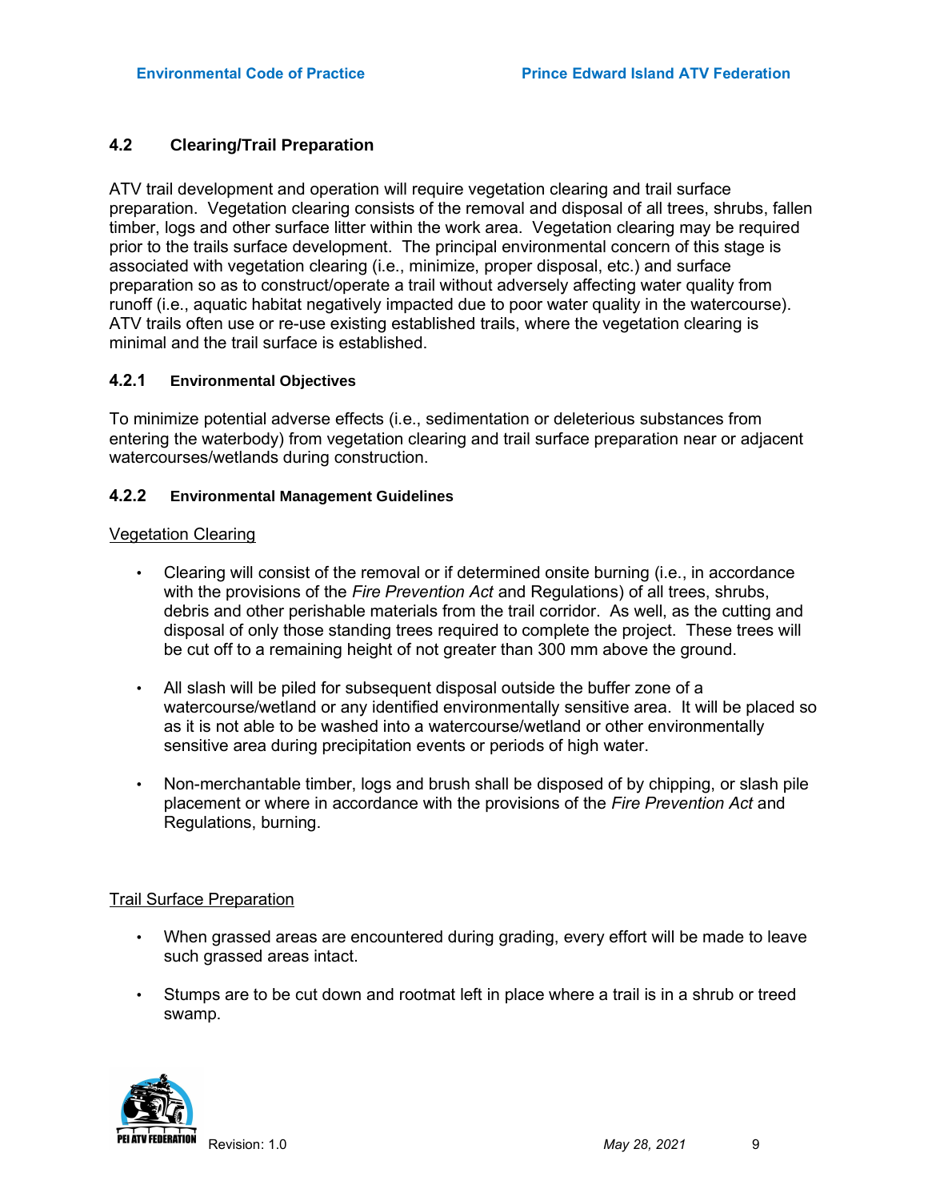## 4.2 Clearing/Trail Preparation

ATV trail development and operation will require vegetation clearing and trail surface preparation. Vegetation clearing consists of the removal and disposal of all trees, shrubs, fallen timber, logs and other surface litter within the work area. Vegetation clearing may be required prior to the trails surface development. The principal environmental concern of this stage is associated with vegetation clearing (i.e., minimize, proper disposal, etc.) and surface preparation so as to construct/operate a trail without adversely affecting water quality from runoff (i.e., aquatic habitat negatively impacted due to poor water quality in the watercourse). ATV trails often use or re-use existing established trails, where the vegetation clearing is minimal and the trail surface is established.

### 4.2.1 Environmental Objectives

To minimize potential adverse effects (i.e., sedimentation or deleterious substances from entering the waterbody) from vegetation clearing and trail surface preparation near or adjacent watercourses/wetlands during construction.

### 4.2.2 Environmental Management Guidelines

<u>Vegetation Clearing</u>

- Clearing will consist of the removal or if determined onsite burning (i.e., in accordance with the provisions of the *Fire Prevention Act* and Regulations) of all trees, shrubs, debris and other perishable materials from the trail corridor. As well, as the cutting and disposal of only those standing trees required to complete the project. These trees will be cut off to a remaining height of not greater than 300 mm above the ground.

- All slash will be piled for subsequent disposal outside the buffer zone of a watercourse/wetland or any identified environmentally sensitive area. It will be placed so as it is not able to be washed into a watercourse/wetland or other environmentally sensitive area during precipitation events or periods of high water.

- Non-merchantable timber, logs and brush shall be disposed of by chipping, or slash pile placement or where in accordance with the provisions of the *Fire Prevention Act* and Regulations, burning.

<u>Trail Surface Preparation</u>

- When grassed areas are encountered during grading, every effort will be made to leave such grassed areas intact.

- Stumps are to be cut down and rootmat left in place where a trail is in a shrub or treed swamp.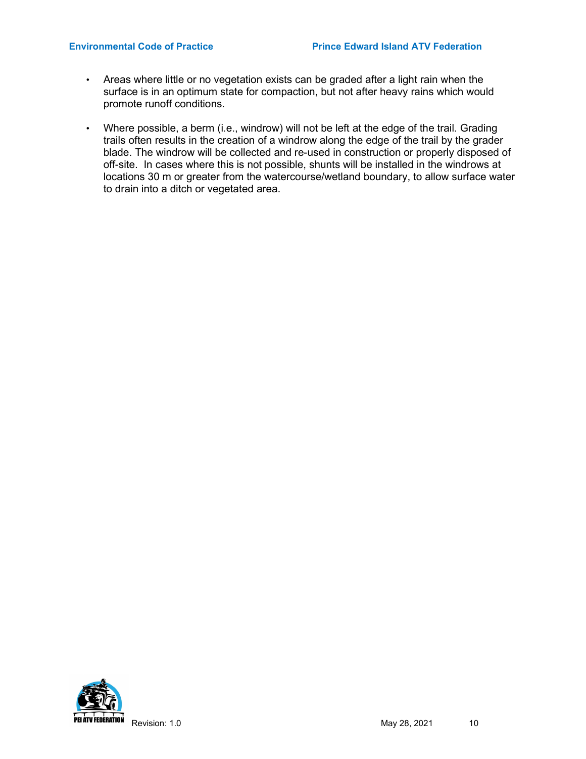- Areas where little or no vegetation exists can be graded after a light rain when the surface is in an optimum state for compaction, but not after heavy rains which would promote runoff conditions.

- Where possible, a berm (i.e., windrow) will not be left at the edge of the trail. Grading trails often results in the creation of a windrow along the edge of the trail by the grader blade. The windrow will be collected and re-used in construction or properly disposed of off-site. In cases where this is not possible, shunts will be installed in the windrows at locations 30 m or greater from the watercourse/wetland boundary, to allow surface water to drain into a ditch or vegetated area.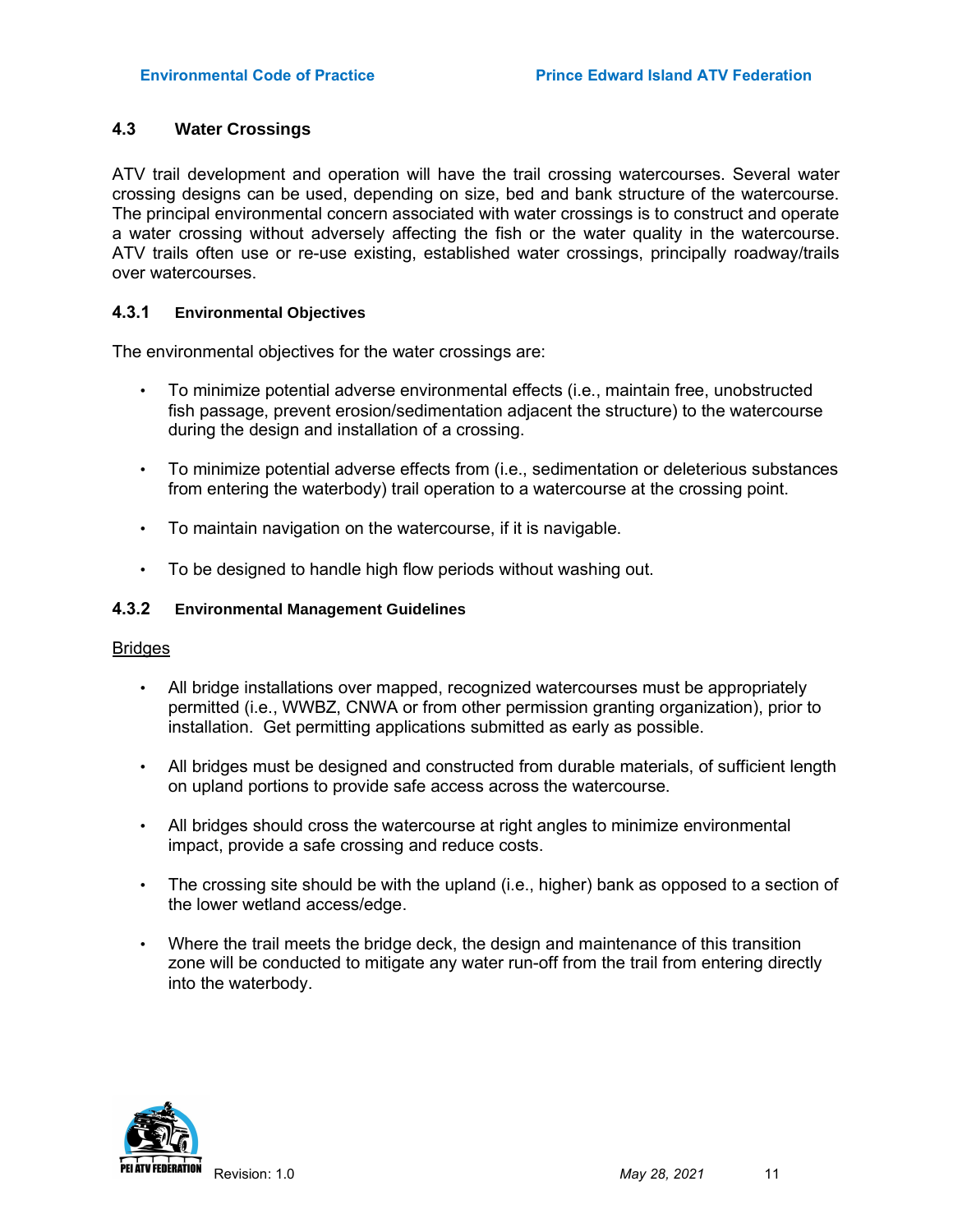## 4.3 Water Crossings

ATV trail development and operation will have the trail crossing watercourses. Several water crossing designs can be used, depending on size, bed and bank structure of the watercourse. The principal environmental concern associated with water crossings is to construct and operate a water crossing without adversely affecting the fish or the water quality in the watercourse. ATV trails often use or re-use existing, established water crossings, principally roadway/trails over watercourses.

### 4.3.1 Environmental Objectives

The environmental objectives for the water crossings are:

- To minimize potential adverse environmental effects (i.e., maintain free, unobstructed fish passage, prevent erosion/sedimentation adjacent the structure) to the watercourse during the design and installation of a crossing.
- To minimize potential adverse effects from (i.e., sedimentation or deleterious substances from entering the waterbody) trail operation to a watercourse at the crossing point.
- To maintain navigation on the watercourse, if it is navigable.
- To be designed to handle high flow periods without washing out.

### 4.3.2 Environmental Management Guidelines

<u>Bridges</u>

- All bridge installations over mapped, recognized watercourses must be appropriately permitted (i.e., WWBZ, CNWA or from other permission granting organization), prior to installation. Get permitting applications submitted as early as possible.
- All bridges must be designed and constructed from durable materials, of sufficient length on upland portions to provide safe access across the watercourse.
- All bridges should cross the watercourse at right angles to minimize environmental impact, provide a safe crossing and reduce costs.
- The crossing site should be with the upland (i.e., higher) bank as opposed to a section of the lower wetland access/edge.
- Where the trail meets the bridge deck, the design and maintenance of this transition zone will be conducted to mitigate any water run-off from the trail from entering directly into the waterbody.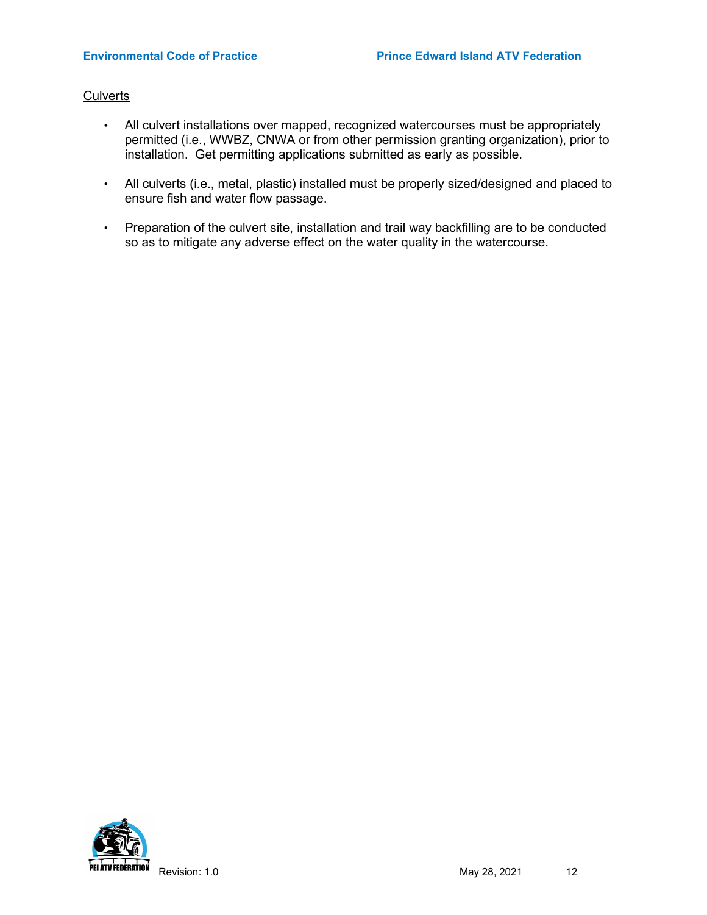Culverts

- All culvert installations over mapped, recognized watercourses must be appropriately permitted (i.e., WWBZ, CNWA or from other permission granting organization), prior to installation. Get permitting applications submitted as early as possible.

- All culverts (i.e., metal, plastic) installed must be properly sized/designed and placed to ensure fish and water flow passage.

- Preparation of the culvert site, installation and trail way backfilling are to be conducted so as to mitigate any adverse effect on the water quality in the watercourse.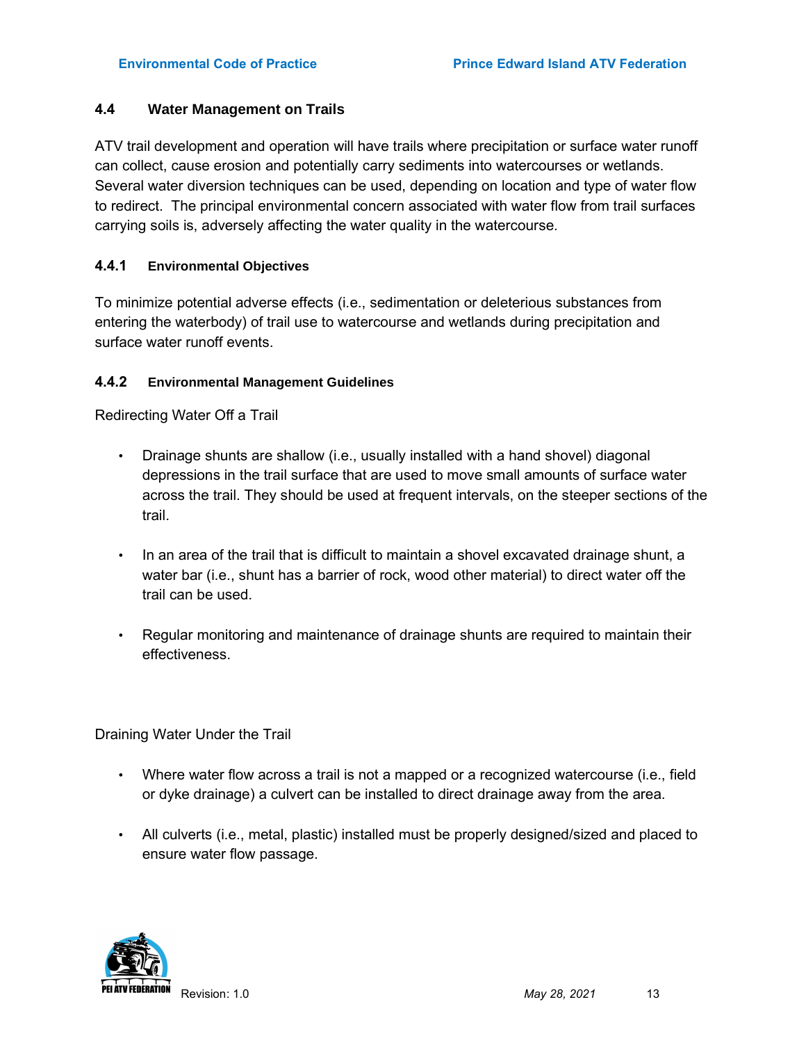## 4.4 Water Management on Trails

ATV trail development and operation will have trails where precipitation or surface water runoff can collect, cause erosion and potentially carry sediments into watercourses or wetlands. Several water diversion techniques can be used, depending on location and type of water flow to redirect. The principal environmental concern associated with water flow from trail surfaces carrying soils is, adversely affecting the water quality in the watercourse.

### 4.4.1 Environmental Objectives

To minimize potential adverse effects (i.e., sedimentation or deleterious substances from entering the waterbody) of trail use to watercourse and wetlands during precipitation and surface water runoff events.

### 4.4.2 Environmental Management Guidelines

Redirecting Water Off a Trail

- Drainage shunts are shallow (i.e., usually installed with a hand shovel) diagonal depressions in the trail surface that are used to move small amounts of surface water across the trail. They should be used at frequent intervals, on the steeper sections of the trail.
- In an area of the trail that is difficult to maintain a shovel excavated drainage shunt, a water bar (i.e., shunt has a barrier of rock, wood other material) to direct water off the trail can be used.
- Regular monitoring and maintenance of drainage shunts are required to maintain their effectiveness.

Draining Water Under the Trail

- Where water flow across a trail is not a mapped or a recognized watercourse (i.e., field or dyke drainage) a culvert can be installed to direct drainage away from the area.
- All culverts (i.e., metal, plastic) installed must be properly designed/sized and placed to ensure water flow passage.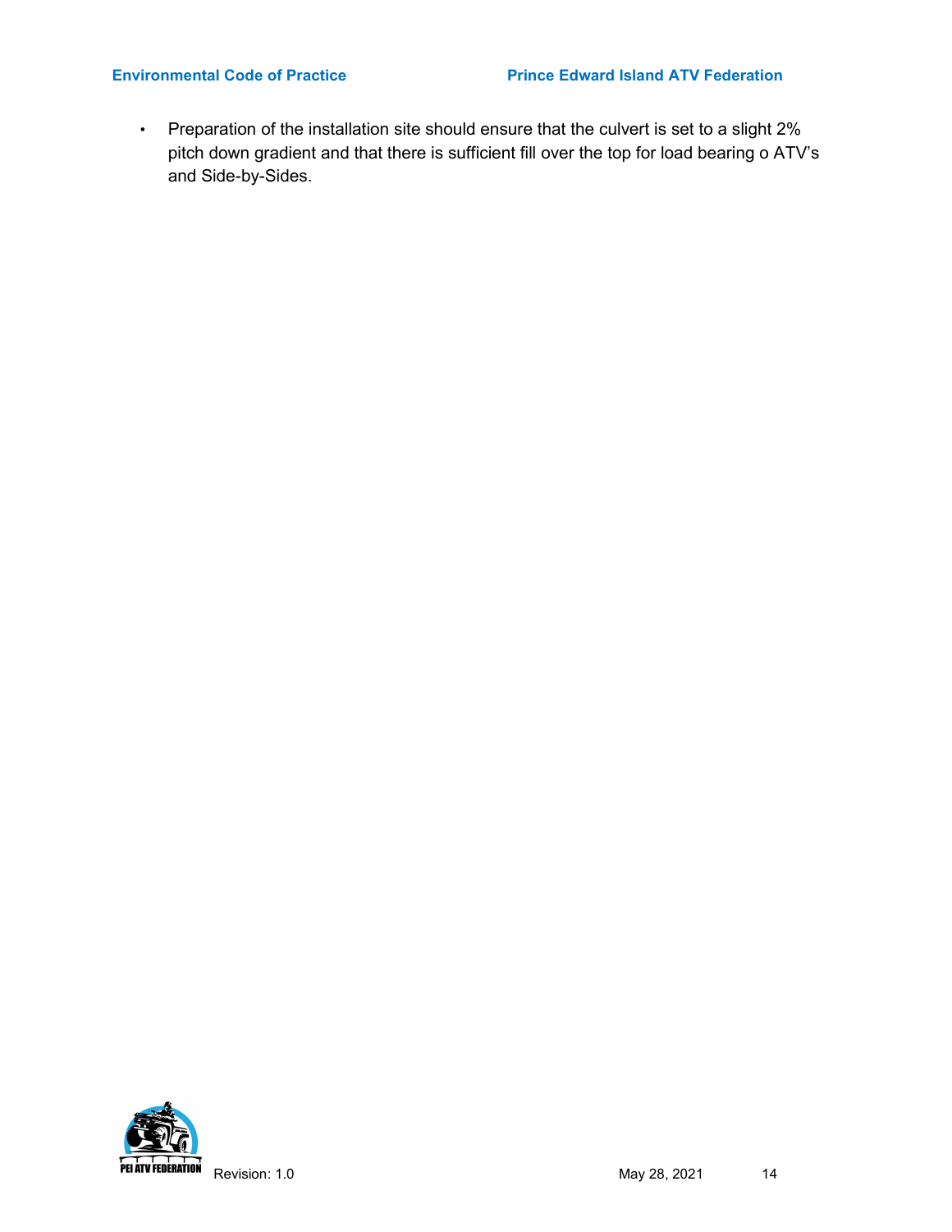- Preparation of the installation site should ensure that the culvert is set to a slight 2% pitch down gradient and that there is sufficient fill over the top for load bearing o ATV's and Side-by-Sides.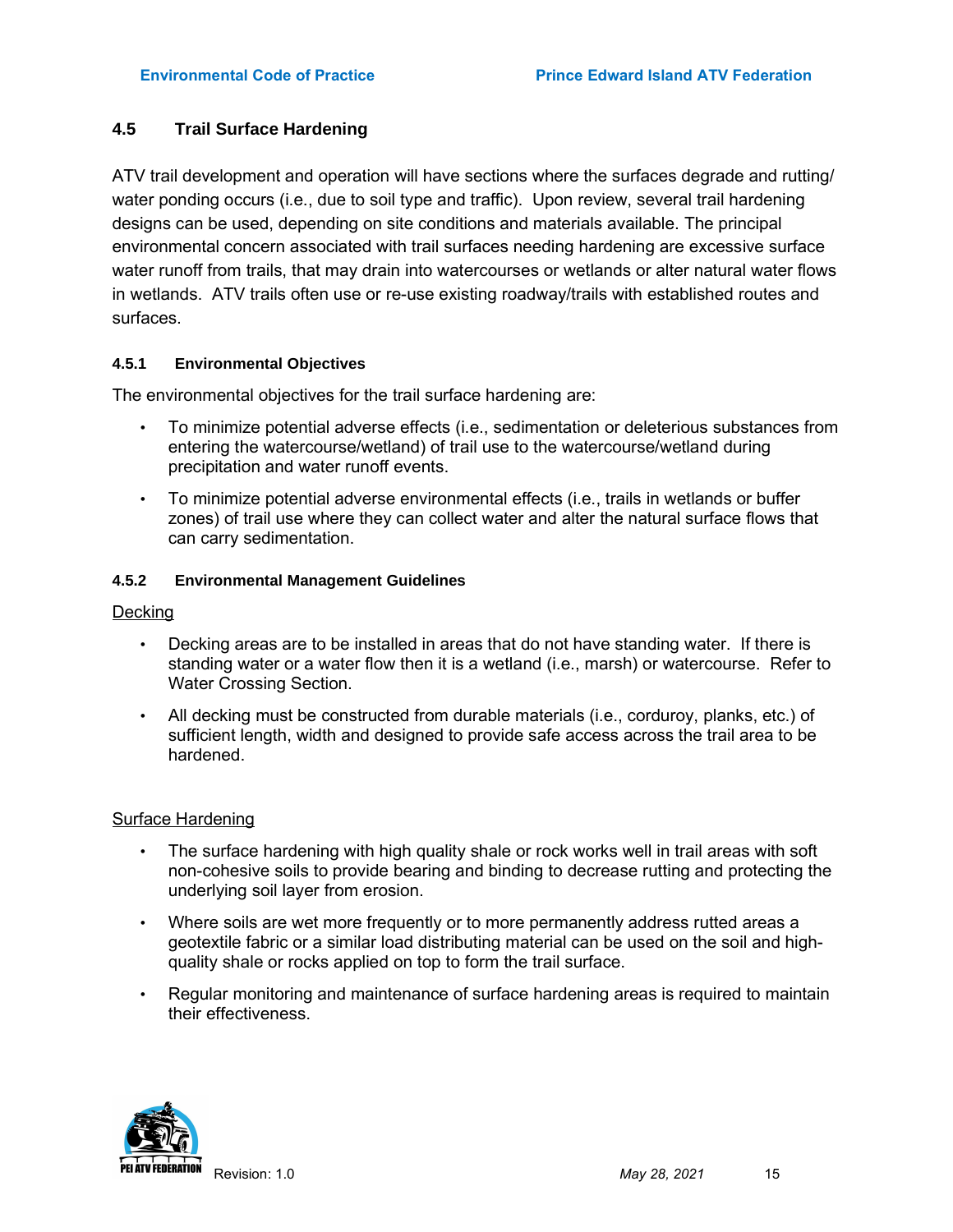## 4.5 Trail Surface Hardening

ATV trail development and operation will have sections where the surfaces degrade and rutting/ water ponding occurs (i.e., due to soil type and traffic). Upon review, several trail hardening designs can be used, depending on site conditions and materials available. The principal environmental concern associated with trail surfaces needing hardening are excessive surface water runoff from trails, that may drain into watercourses or wetlands or alter natural water flows in wetlands. ATV trails often use or re-use existing roadway/trails with established routes and surfaces.

### 4.5.1 Environmental Objectives

The environmental objectives for the trail surface hardening are:

- To minimize potential adverse effects (i.e., sedimentation or deleterious substances from entering the watercourse/wetland) of trail use to the watercourse/wetland during precipitation and water runoff events.
- To minimize potential adverse environmental effects (i.e., trails in wetlands or buffer zones) of trail use where they can collect water and alter the natural surface flows that can carry sedimentation.

### 4.5.2 Environmental Management Guidelines

Decking

- Decking areas are to be installed in areas that do not have standing water. If there is standing water or a water flow then it is a wetland (i.e., marsh) or watercourse. Refer to Water Crossing Section.
- All decking must be constructed from durable materials (i.e., corduroy, planks, etc.) of sufficient length, width and designed to provide safe access across the trail area to be hardened.

Surface Hardening

- The surface hardening with high quality shale or rock works well in trail areas with soft non-cohesive soils to provide bearing and binding to decrease rutting and protecting the underlying soil layer from erosion.
- Where soils are wet more frequently or to more permanently address rutted areas a geotextile fabric or a similar load distributing material can be used on the soil and high-quality shale or rocks applied on top to form the trail surface.
- Regular monitoring and maintenance of surface hardening areas is required to maintain their effectiveness.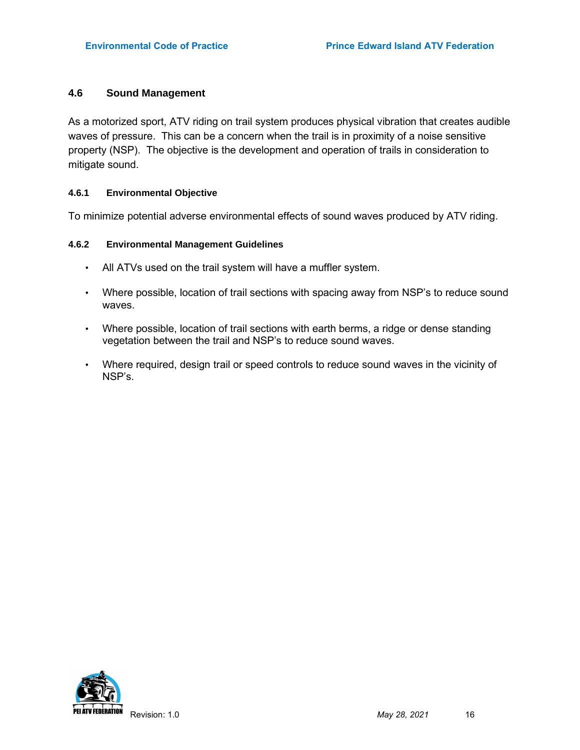## 4.6 Sound Management

As a motorized sport, ATV riding on trail system produces physical vibration that creates audible waves of pressure. This can be a concern when the trail is in proximity of a noise sensitive property (NSP). The objective is the development and operation of trails in consideration to mitigate sound.

### 4.6.1 Environmental Objective

To minimize potential adverse environmental effects of sound waves produced by ATV riding.

### 4.6.2 Environmental Management Guidelines

- All ATVs used on the trail system will have a muffler system.
- Where possible, location of trail sections with spacing away from NSP's to reduce sound waves.
- Where possible, location of trail sections with earth berms, a ridge or dense standing vegetation between the trail and NSP's to reduce sound waves.
- Where required, design trail or speed controls to reduce sound waves in the vicinity of NSP's.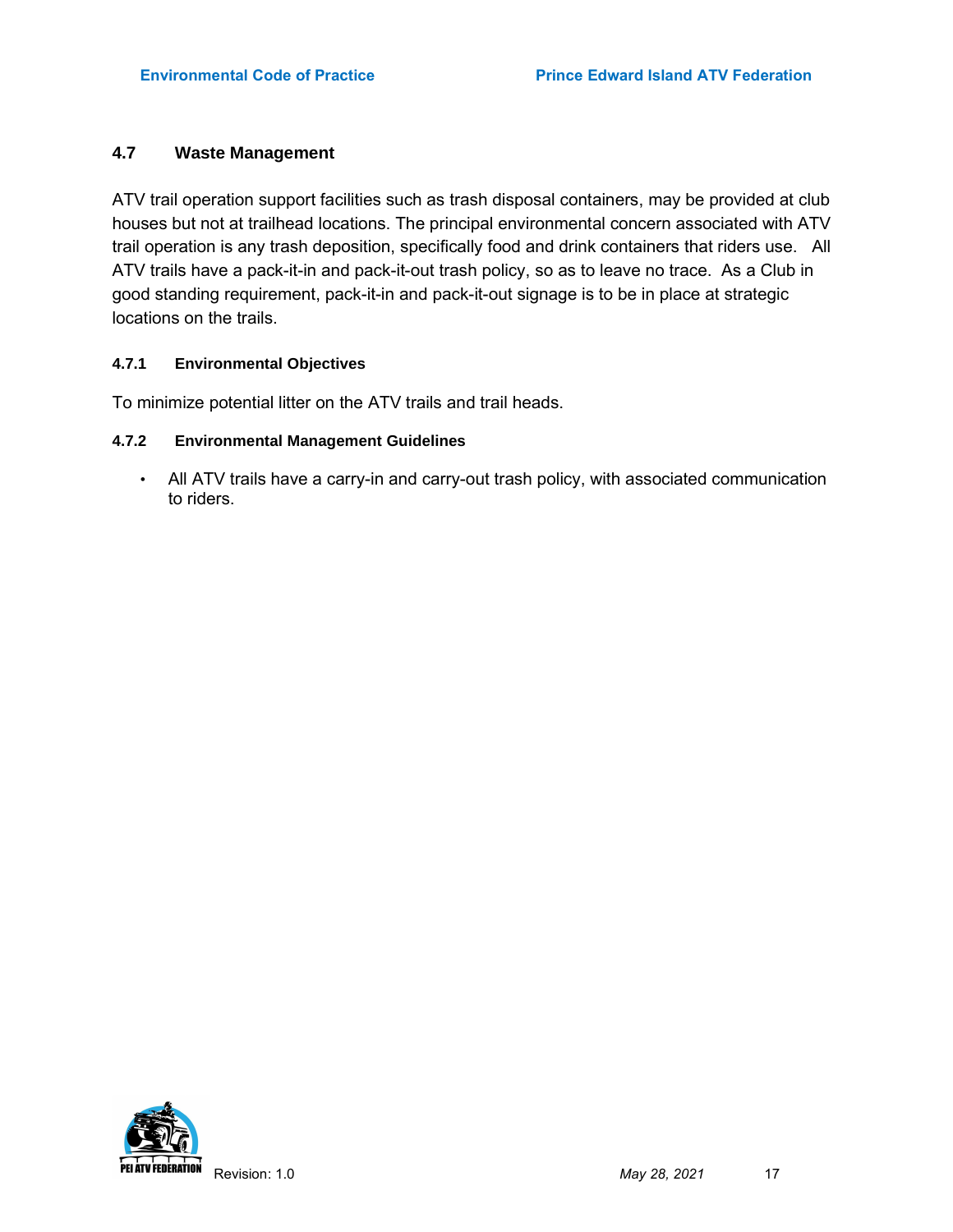## 4.7 Waste Management

ATV trail operation support facilities such as trash disposal containers, may be provided at club houses but not at trailhead locations. The principal environmental concern associated with ATV trail operation is any trash deposition, specifically food and drink containers that riders use. All ATV trails have a pack-it-in and pack-it-out trash policy, so as to leave no trace. As a Club in good standing requirement, pack-it-in and pack-it-out signage is to be in place at strategic locations on the trails.

### 4.7.1 Environmental Objectives

To minimize potential litter on the ATV trails and trail heads.

### 4.7.2 Environmental Management Guidelines

- All ATV trails have a carry-in and carry-out trash policy, with associated communication to riders.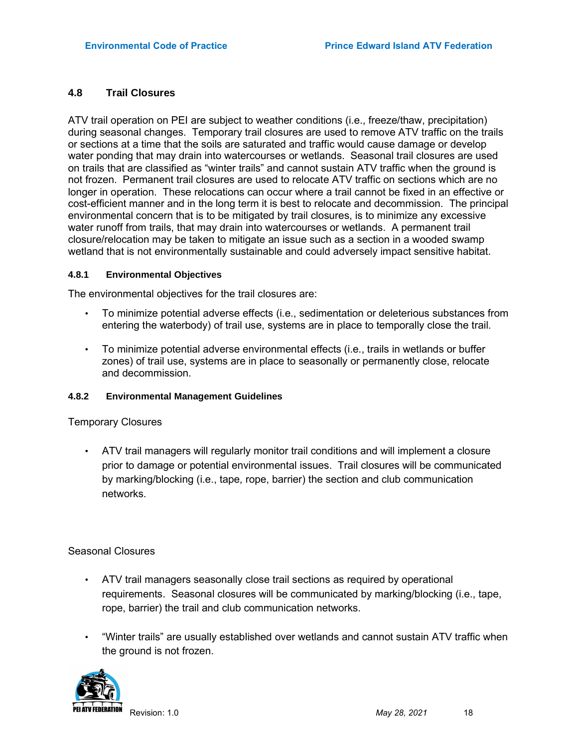## 4.8 Trail Closures

ATV trail operation on PEI are subject to weather conditions (i.e., freeze/thaw, precipitation) during seasonal changes. Temporary trail closures are used to remove ATV traffic on the trails or sections at a time that the soils are saturated and traffic would cause damage or develop water ponding that may drain into watercourses or wetlands. Seasonal trail closures are used on trails that are classified as "winter trails" and cannot sustain ATV traffic when the ground is not frozen. Permanent trail closures are used to relocate ATV traffic on sections which are no longer in operation. These relocations can occur where a trail cannot be fixed in an effective or cost-efficient manner and in the long term it is best to relocate and decommission. The principal environmental concern that is to be mitigated by trail closures, is to minimize any excessive water runoff from trails, that may drain into watercourses or wetlands. A permanent trail closure/relocation may be taken to mitigate an issue such as a section in a wooded swamp wetland that is not environmentally sustainable and could adversely impact sensitive habitat.

### 4.8.1 Environmental Objectives

The environmental objectives for the trail closures are:

- To minimize potential adverse effects (i.e., sedimentation or deleterious substances from entering the waterbody) of trail use, systems are in place to temporally close the trail.
- To minimize potential adverse environmental effects (i.e., trails in wetlands or buffer zones) of trail use, systems are in place to seasonally or permanently close, relocate and decommission.

### 4.8.2 Environmental Management Guidelines

Temporary Closures

- ATV trail managers will regularly monitor trail conditions and will implement a closure prior to damage or potential environmental issues. Trail closures will be communicated by marking/blocking (i.e., tape, rope, barrier) the section and club communication networks.

Seasonal Closures

- ATV trail managers seasonally close trail sections as required by operational requirements. Seasonal closures will be communicated by marking/blocking (i.e., tape, rope, barrier) the trail and club communication networks.
- "Winter trails" are usually established over wetlands and cannot sustain ATV traffic when the ground is not frozen.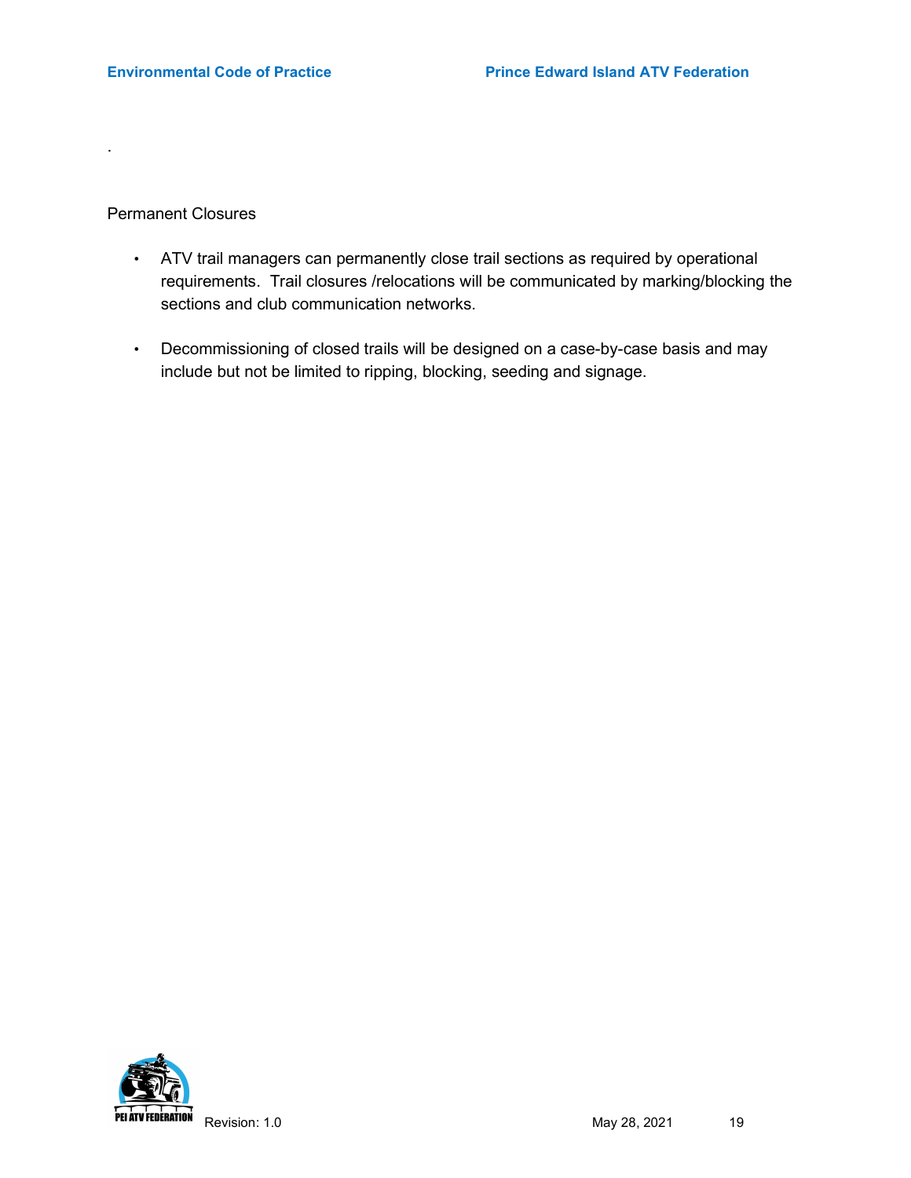.

Permanent Closures

- ATV trail managers can permanently close trail sections as required by operational requirements. Trail closures /relocations will be communicated by marking/blocking the sections and club communication networks.

- Decommissioning of closed trails will be designed on a case-by-case basis and may include but not be limited to ripping, blocking, seeding and signage.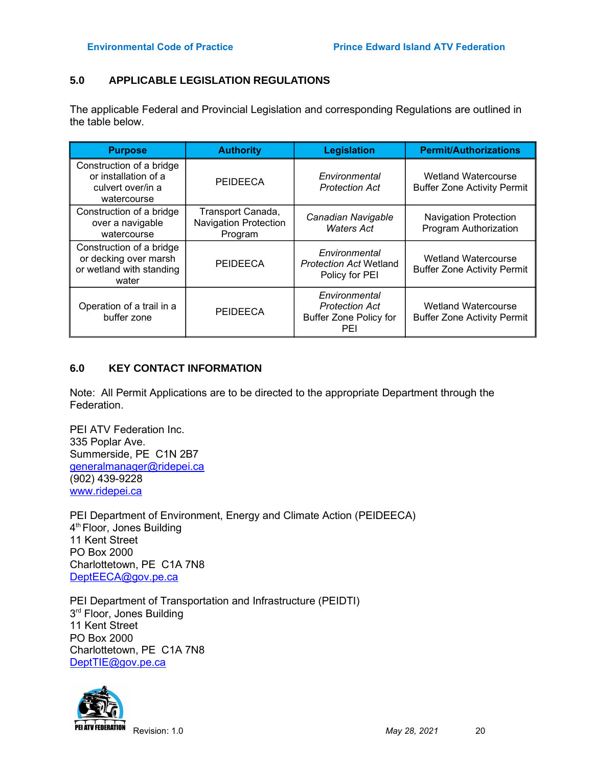## 5.0 APPLICABLE LEGISLATION REGULATIONS

The applicable Federal and Provincial Legislation and corresponding Regulations are outlined in the table below.

| Purpose | Authority | Legislation | Permit/Authorizations |
|---|---|---|---|
| Construction of a bridge or installation of a culvert over/in a watercourse | PEIDEECA | *Environmental Protection Act* | Wetland Watercourse Buffer Zone Activity Permit |
| Construction of a bridge over a navigable watercourse | Transport Canada, Navigation Protection Program | *Canadian Navigable Waters Act* | Navigation Protection Program Authorization |
| Construction of a bridge or decking over marsh or wetland with standing water | PEIDEECA | *Environmental Protection Act* Wetland Policy for PEI | Wetland Watercourse Buffer Zone Activity Permit |
| Operation of a trail in a buffer zone | PEIDEECA | *Environmental Protection Act* Buffer Zone Policy for PEI | Wetland Watercourse Buffer Zone Activity Permit |

## 6.0 KEY CONTACT INFORMATION

Note: All Permit Applications are to be directed to the appropriate Department through the Federation.

PEI ATV Federation Inc.
335 Poplar Ave.
Summerside, PE C1N 2B7
generalmanager@ridepei.ca
(902) 439-9228
www.ridepei.ca

PEI Department of Environment, Energy and Climate Action (PEIDEECA)
4th Floor, Jones Building
11 Kent Street
PO Box 2000
Charlottetown, PE C1A 7N8
DeptEECA@gov.pe.ca

PEI Department of Transportation and Infrastructure (PEIDTI)
3rd Floor, Jones Building
11 Kent Street
PO Box 2000
Charlottetown, PE C1A 7N8
DeptTIE@gov.pe.ca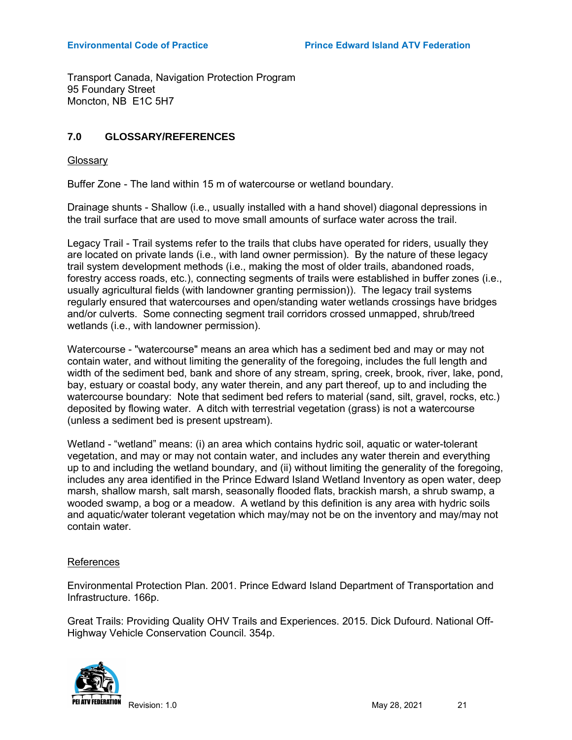Transport Canada, Navigation Protection Program
95 Foundary Street
Moncton, NB  E1C 5H7

## 7.0 GLOSSARY/REFERENCES

Glossary

Buffer Zone - The land within 15 m of watercourse or wetland boundary.

Drainage shunts - Shallow (i.e., usually installed with a hand shovel) diagonal depressions in the trail surface that are used to move small amounts of surface water across the trail.

Legacy Trail - Trail systems refer to the trails that clubs have operated for riders, usually they are located on private lands (i.e., with land owner permission). By the nature of these legacy trail system development methods (i.e., making the most of older trails, abandoned roads, forestry access roads, etc.), connecting segments of trails were established in buffer zones (i.e., usually agricultural fields (with landowner granting permission)). The legacy trail systems regularly ensured that watercourses and open/standing water wetlands crossings have bridges and/or culverts. Some connecting segment trail corridors crossed unmapped, shrub/treed wetlands (i.e., with landowner permission).

Watercourse - "watercourse" means an area which has a sediment bed and may or may not contain water, and without limiting the generality of the foregoing, includes the full length and width of the sediment bed, bank and shore of any stream, spring, creek, brook, river, lake, pond, bay, estuary or coastal body, any water therein, and any part thereof, up to and including the watercourse boundary: Note that sediment bed refers to material (sand, silt, gravel, rocks, etc.) deposited by flowing water. A ditch with terrestrial vegetation (grass) is not a watercourse (unless a sediment bed is present upstream).

Wetland - "wetland" means: (i) an area which contains hydric soil, aquatic or water-tolerant vegetation, and may or may not contain water, and includes any water therein and everything up to and including the wetland boundary, and (ii) without limiting the generality of the foregoing, includes any area identified in the Prince Edward Island Wetland Inventory as open water, deep marsh, shallow marsh, salt marsh, seasonally flooded flats, brackish marsh, a shrub swamp, a wooded swamp, a bog or a meadow. A wetland by this definition is any area with hydric soils and aquatic/water tolerant vegetation which may/may not be on the inventory and may/may not contain water.

References

Environmental Protection Plan. 2001. Prince Edward Island Department of Transportation and Infrastructure. 166p.

Great Trails: Providing Quality OHV Trails and Experiences. 2015. Dick Dufourd. National Off-Highway Vehicle Conservation Council. 354p.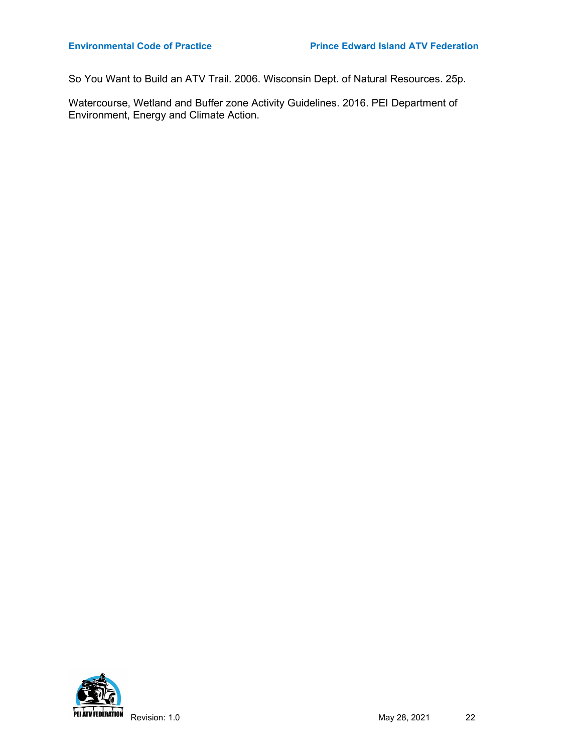So You Want to Build an ATV Trail. 2006. Wisconsin Dept. of Natural Resources. 25p.

Watercourse, Wetland and Buffer zone Activity Guidelines. 2016. PEI Department of Environment, Energy and Climate Action.